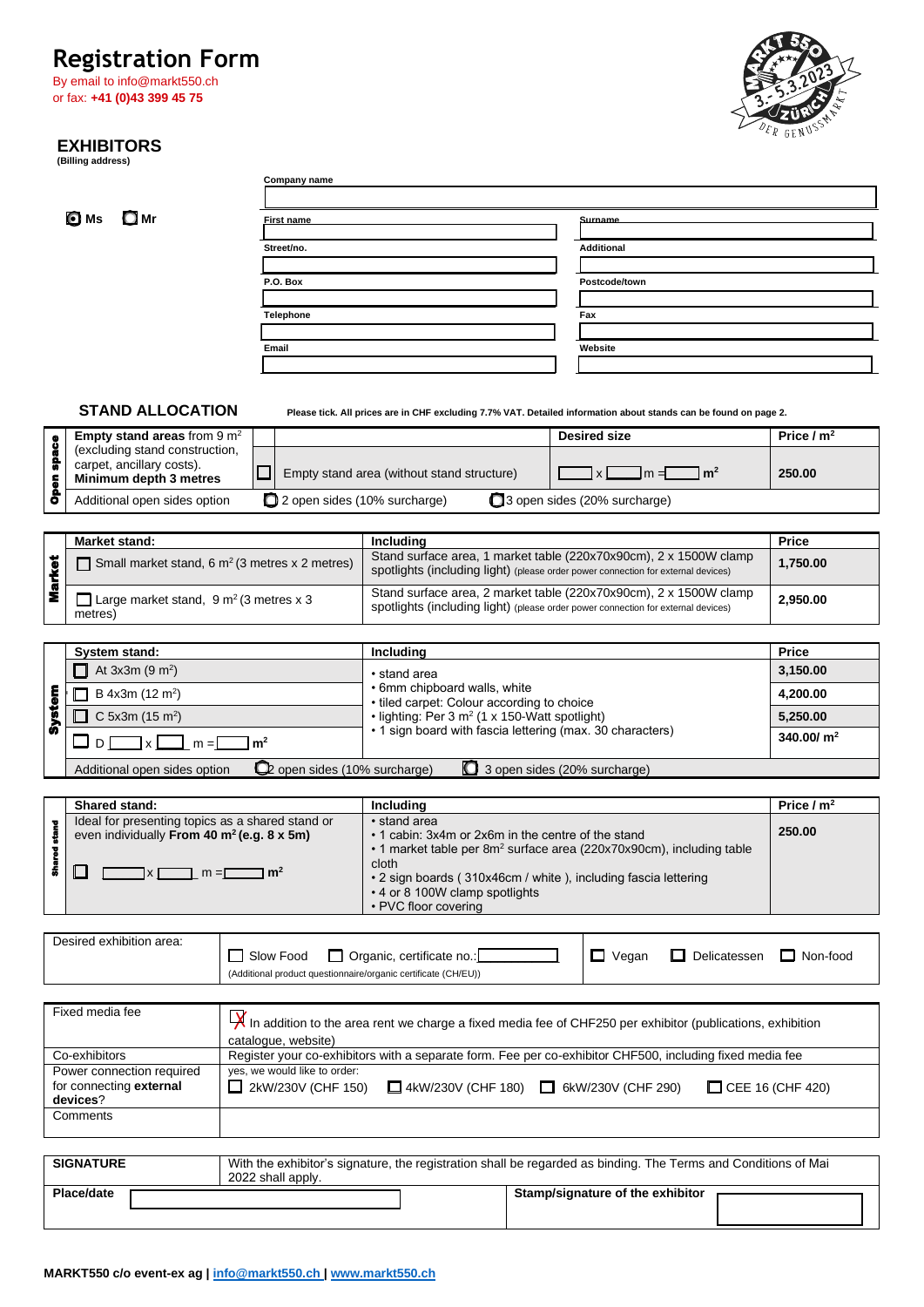# Registration Form

By email to info@markt550.ch
or fax: **+41 (0)43 399 45 75**

## EXHIBITORS

**(Billing address)**

| | | |
|---|---|---|
| ☐ Ms ☐ Mr | **Company name** | |
| | **First name** | **Surname** |
| | **Street/no.** | **Additional** |
| | **P.O. Box** | **Postcode/town** |
| | **Telephone** | **Fax** |
| | **Email** | **Website** |

## STAND ALLOCATION

**Please tick. All prices are in CHF excluding 7.7% VAT. Detailed information about stands can be found on page 2.**

| Open space | **Empty stand areas** from 9 m² (excluding stand construction, carpet, ancillary costs). **Minimum depth 3 metres** | | **Desired size** | **Price / m²** |
|---|---|---|---|---|
| | | ☐ Empty stand area (without stand structure) | ___ x ___ m = ___ **m²** | **250.00** |
| | Additional open sides option | ☐ 2 open sides (10% surcharge) | ☐ 3 open sides (20% surcharge) | |

| Market | **Market stand:** | **Including** | **Price** |
|---|---|---|---|
| | ☐ Small market stand, 6 m² (3 metres x 2 metres) | Stand surface area, 1 market table (220x70x90cm), 2 x 1500W clamp spotlights (including light) (please order power connection for external devices) | **1,750.00** |
| | ☐ Large market stand, 9 m² (3 metres x 3 metres) | Stand surface area, 2 market table (220x70x90cm), 2 x 1500W clamp spotlights (including light) (please order power connection for external devices) | **2,950.00** |

| System | **System stand:** | **Including** | **Price** |
|---|---|---|---|
| | ☐ At 3x3m (9 m²) | • stand area<br>• 6mm chipboard walls, white<br>• tiled carpet: Colour according to choice<br>• lighting: Per 3 m² (1 x 150-Watt spotlight)<br>• 1 sign board with fascia lettering (max. 30 characters) | **3,150.00** |
| | ☐ B 4x3m (12 m²) | | **4,200.00** |
| | ☐ C 5x3m (15 m²) | | **5,250.00** |
| | ☐ D ___ x ___ m = ___ **m²** | | **340.00/ m²** |
| | Additional open sides option | ☐ 2 open sides (10% surcharge) ☐ 3 open sides (20% surcharge) | |

| Shared stand | **Shared stand:** | **Including** | **Price / m²** |
|---|---|---|---|
| | Ideal for presenting topics as a shared stand or even individually **From 40 m² (e.g. 8 x 5m)**<br>☐ ___ x ___ m = ___ **m²** | • stand area<br>• 1 cabin: 3x4m or 2x6m in the centre of the stand<br>• 1 market table per 8m² surface area (220x70x90cm), including table cloth<br>• 2 sign boards ( 310x46cm / white ), including fascia lettering<br>• 4 or 8 100W clamp spotlights<br>• PVC floor covering | **250.00** |

| Desired exhibition area: | ☐ Slow Food ☐ Organic, certificate no.: ___<br>(Additional product questionnaire/organic certificate (CH/EU)) | ☐ Vegan ☐ Delicatessen ☐ Non-food |
|---|---|---|

| | |
|---|---|
| Fixed media fee | ☒ In addition to the area rent we charge a fixed media fee of CHF250 per exhibitor (publications, exhibition catalogue, website) |
| Co-exhibitors | Register your co-exhibitors with a separate form. Fee per co-exhibitor CHF500, including fixed media fee |
| Power connection required for connecting **external devices**? | yes, we would like to order:<br>☐ 2kW/230V (CHF 150) ☐ 4kW/230V (CHF 180) ☐ 6kW/230V (CHF 290) ☐ CEE 16 (CHF 420) |
| Comments | |

| **SIGNATURE** | With the exhibitor's signature, the registration shall be regarded as binding. The Terms and Conditions of Mai 2022 shall apply. |
|---|---|
| **Place/date** | **Stamp/signature of the exhibitor** |

**MARKT550 c/o event-ex ag | info@markt550.ch | www.markt550.ch**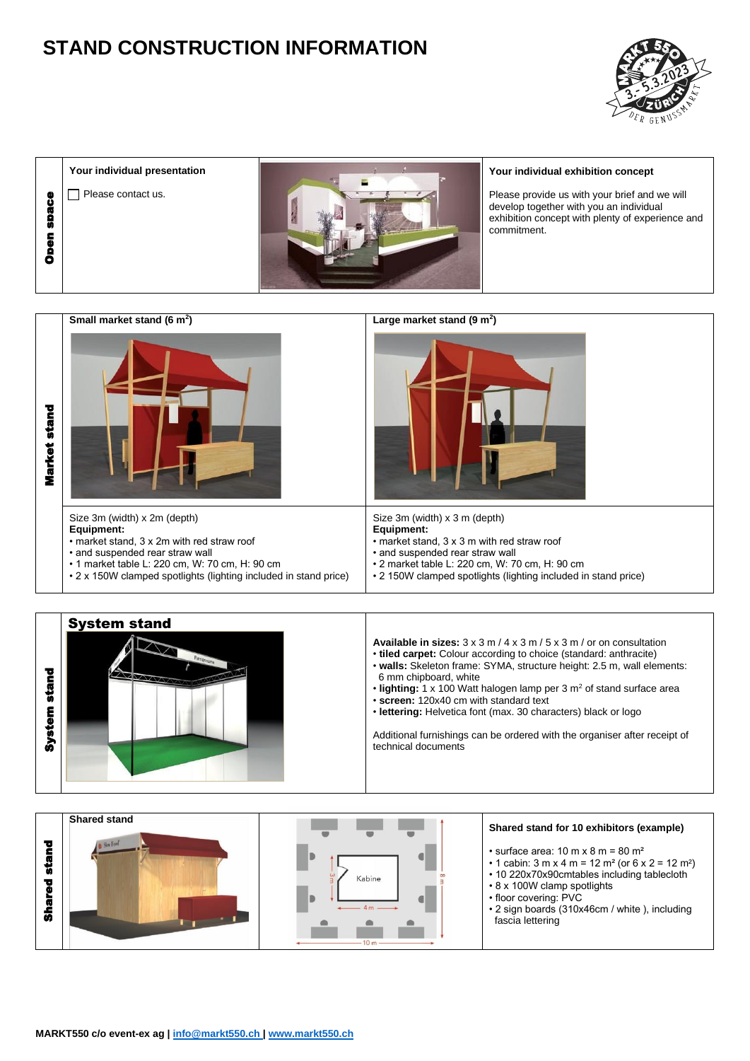# STAND CONSTRUCTION INFORMATION

## Open space

**Your individual presentation**

☐ Please contact us.

**Your individual exhibition concept**

Please provide us with your brief and we will develop together with you an individual exhibition concept with plenty of experience and commitment.

## Market stand

| Small market stand (6 m²) | Large market stand (9 m²) |
| --- | --- |
| Size 3m (width) x 2m (depth)<br>**Equipment:**<br>• market stand, 3 x 3m with red straw roof<br>• and suspended rear straw wall<br>• 1 market table L: 220 cm, W: 70 cm, H: 90 cm<br>• 2 x 150W clamped spotlights (lighting included in stand price) | Size 3m (width) x 3 m (depth)<br>**Equipment:**<br>• market stand, 3 x 3 m with red straw roof<br>• and suspended rear straw wall<br>• 2 market table L: 220 cm, W: 70 cm, H: 90 cm<br>• 2 150W clamped spotlights (lighting included in stand price) |

## System stand

**Available in sizes:** 3 x 3 m / 4 x 3 m / 5 x 3 m / or on consultation

- **tiled carpet:** Colour according to choice (standard: anthracite)
- **walls:** Skeleton frame: SYMA, structure height: 2.5 m, wall elements: 6 mm chipboard, white
- **lighting:** 1 x 100 Watt halogen lamp per 3 m² of stand surface area
- **screen:** 120x40 cm with standard text
- **lettering:** Helvetica font (max. 30 characters) black or logo

Additional furnishings can be ordered with the organiser after receipt of technical documents

## Shared stand

**Shared stand for 10 exhibitors (example)**

- surface area: 10 m x 8 m = 80 m²
- 1 cabin: 3 m x 4 m = 12 m² (or 6 x 2 = 12 m²)
- 10 220x70x90cmtables including tablecloth
- 8 x 100W clamp spotlights
- floor covering: PVC
- 2 sign boards (310x46cm / white ), including fascia lettering

MARKT550 c/o event-ex ag | info@markt550.ch | www.markt550.ch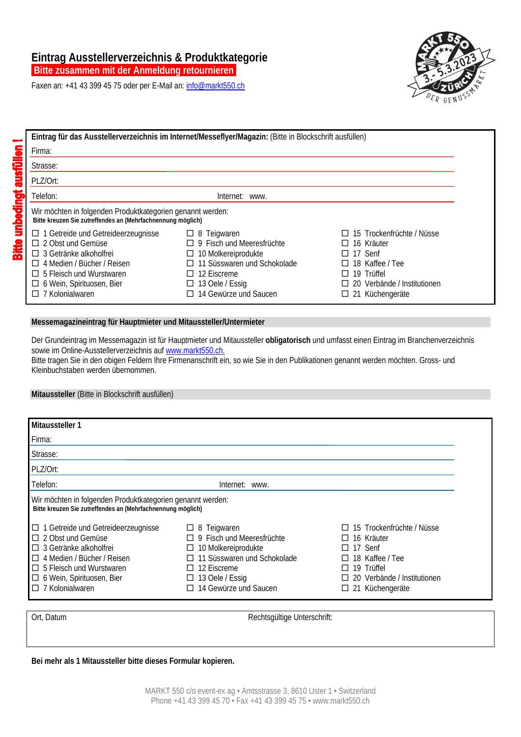# Eintrag Ausstellerverzeichnis & Produktkategorie

**Bitte zusammen mit der Anmeldung retournieren**

Faxen an: +41 43 399 45 75 oder per E-Mail an: info@markt550.ch

MARKT 550 – 3.-5.3.2023 – ZÜRICH – DER GENUSSMARKT

**Bitte unbedingt ausfüllen !**

**Eintrag für das Ausstellerverzeichnis im Internet/Messeflyer/Magazin:** (Bitte in Blockschrift ausfüllen)

Firma:

Strasse:

PLZ/Ort:

Telefon: Internet: www.

Wir möchten in folgenden Produktkategorien genannt werden:
**Bitte kreuzen Sie zutreffendes an (Mehrfachnennung möglich)**

- ☐ 1 Getreide und Getreideerzeugnisse
- ☐ 2 Obst und Gemüse
- ☐ 3 Getränke alkoholfrei
- ☐ 4 Medien / Bücher / Reisen
- ☐ 5 Fleisch und Wurstwaren
- ☐ 6 Wein, Spirituosen, Bier
- ☐ 7 Kolonialwaren
- ☐ 8 Teigwaren
- ☐ 9 Fisch und Meeresfrüchte
- ☐ 10 Molkereiprodukte
- ☐ 11 Süsswaren und Schokolade
- ☐ 12 Eiscreme
- ☐ 13 Oele / Essig
- ☐ 14 Gewürze und Saucen
- ☐ 15 Trockenfrüchte / Nüsse
- ☐ 16 Kräuter
- ☐ 17 Senf
- ☐ 18 Kaffee / Tee
- ☐ 19 Trüffel
- ☐ 20 Verbände / Institutionen
- ☐ 21 Küchengeräte

## Messemagazineintrag für Hauptmieter und Mitaussteller/Untermieter

Der Grundeintrag im Messemagazin ist für Hauptmieter und Mitaussteller **obligatorisch** und umfasst einen Eintrag im Branchenverzeichnis sowie im Online-Ausstellerverzeichnis auf www.markt550.ch.
Bitte tragen Sie in den obigen Feldern Ihre Firmenanschrift ein, so wie Sie in den Publikationen genannt werden möchten. Gross- und Kleinbuchstaben werden übernommen.

## **Mitaussteller** (Bitte in Blockschrift ausfüllen)

**Mitaussteller 1**

Firma:

Strasse:

PLZ/Ort:

Telefon: Internet: www.

Wir möchten in folgenden Produktkategorien genannt werden:
**Bitte kreuzen Sie zutreffendes an (Mehrfachnennung möglich)**

- ☐ 1 Getreide und Getreideerzeugnisse
- ☐ 2 Obst und Gemüse
- ☐ 3 Getränke alkoholfrei
- ☐ 4 Medien / Bücher / Reisen
- ☐ 5 Fleisch und Wurstwaren
- ☐ 6 Wein, Spirituosen, Bier
- ☐ 7 Kolonialwaren
- ☐ 8 Teigwaren
- ☐ 9 Fisch und Meeresfrüchte
- ☐ 10 Molkereiprodukte
- ☐ 11 Süsswaren und Schokolade
- ☐ 12 Eiscreme
- ☐ 13 Oele / Essig
- ☐ 14 Gewürze und Saucen
- ☐ 15 Trockenfrüchte / Nüsse
- ☐ 16 Kräuter
- ☐ 17 Senf
- ☐ 18 Kaffee / Tee
- ☐ 19 Trüffel
- ☐ 20 Verbände / Institutionen
- ☐ 21 Küchengeräte

Ort, Datum Rechtsgültige Unterschrift:

**Bei mehr als 1 Mitaussteller bitte dieses Formular kopieren.**

MARKT 550 c/o event-ex ag • Amtsstrasse 3, 8610 Uster 1 • Switzerland
Phone +41 43 399 45 70 • Fax +41 43 399 45 75 • www.markt550.ch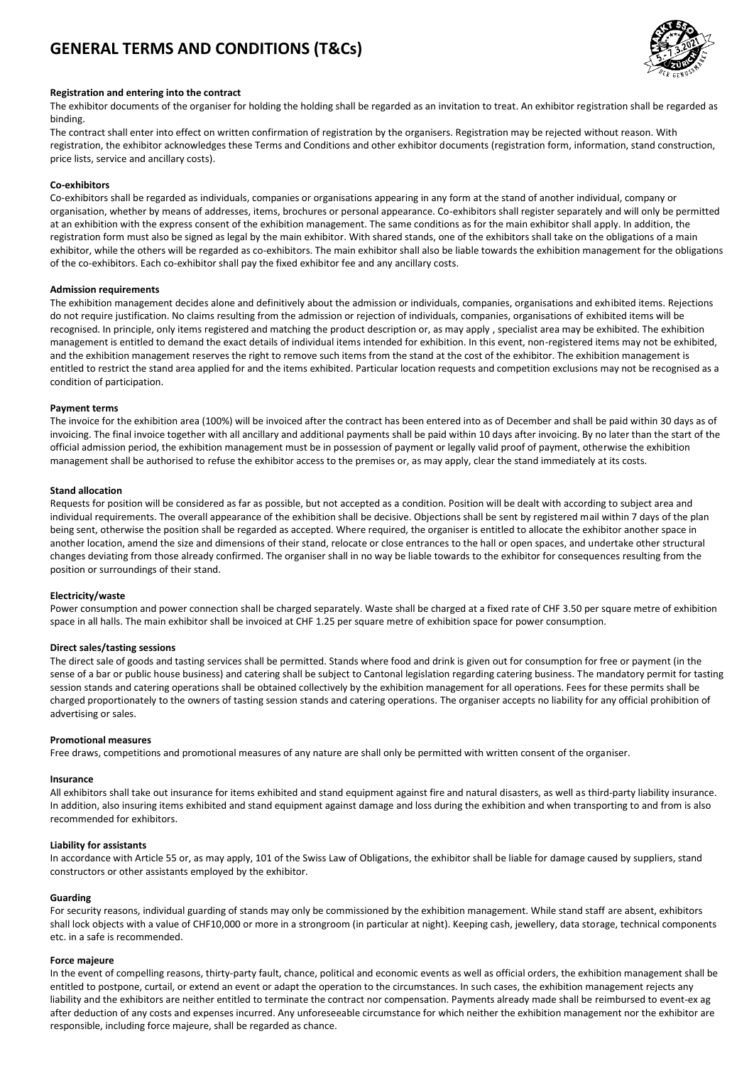# GENERAL TERMS AND CONDITIONS (T&Cs)

**Registration and entering into the contract**

The exhibitor documents of the organiser for holding the holding shall be regarded as an invitation to treat. An exhibitor registration shall be regarded as binding.

The contract shall enter into effect on written confirmation of registration by the organisers. Registration may be rejected without reason. With registration, the exhibitor acknowledges these Terms and Conditions and other exhibitor documents (registration form, information, stand construction, price lists, service and ancillary costs).

**Co-exhibitors**

Co-exhibitors shall be regarded as individuals, companies or organisations appearing in any form at the stand of another individual, company or organisation, whether by means of addresses, items, brochures or personal appearance. Co-exhibitors shall register separately and will only be permitted at an exhibition with the express consent of the exhibition management. The same conditions as for the main exhibitor shall apply. In addition, the registration form must also be signed as legal by the main exhibitor. With shared stands, one of the exhibitors shall take on the obligations of a main exhibitor, while the others will be regarded as co-exhibitors. The main exhibitor shall also be liable towards the exhibition management for the obligations of the co-exhibitors. Each co-exhibitor shall pay the fixed exhibitor fee and any ancillary costs.

**Admission requirements**

The exhibition management decides alone and definitively about the admission or individuals, companies, organisations and exhibited items. Rejections do not require justification. No claims resulting from the admission or rejection of individuals, companies, organisations of exhibited items will be recognised. In principle, only items registered and matching the product description or, as may apply , specialist area may be exhibited. The exhibition management is entitled to demand the exact details of individual items intended for exhibition. In this event, non-registered items may not be exhibited, and the exhibition management reserves the right to remove such items from the stand at the cost of the exhibitor. The exhibition management is entitled to restrict the stand area applied for and the items exhibited. Particular location requests and competition exclusions may not be recognised as a condition of participation.

**Payment terms**

The invoice for the exhibition area (100%) will be invoiced after the contract has been entered into as of December and shall be paid within 30 days as of invoicing. The final invoice together with all ancillary and additional payments shall be paid within 10 days after invoicing. By no later than the start of the official admission period, the exhibition management must be in possession of payment or legally valid proof of payment, otherwise the exhibition management shall be authorised to refuse the exhibitor access to the premises or, as may apply, clear the stand immediately at its costs.

**Stand allocation**

Requests for position will be considered as far as possible, but not accepted as a condition. Position will be dealt with according to subject area and individual requirements. The overall appearance of the exhibition shall be decisive. Objections shall be sent by registered mail within 7 days of the plan being sent, otherwise the position shall be regarded as accepted. Where required, the organiser is entitled to allocate the exhibitor another space in another location, amend the size and dimensions of their stand, relocate or close entrances to the hall or open spaces, and undertake other structural changes deviating from those already confirmed. The organiser shall in no way be liable towards to the exhibitor for consequences resulting from the position or surroundings of their stand.

**Electricity/waste**

Power consumption and power connection shall be charged separately. Waste shall be charged at a fixed rate of CHF 3.50 per square metre of exhibition space in all halls. The main exhibitor shall be invoiced at CHF 1.25 per square metre of exhibition space for power consumption.

**Direct sales/tasting sessions**

The direct sale of goods and tasting services shall be permitted. Stands where food and drink is given out for consumption for free or payment (in the sense of a bar or public house business) and catering shall be subject to Cantonal legislation regarding catering business. The mandatory permit for tasting session stands and catering operations shall be obtained collectively by the exhibition management for all operations. Fees for these permits shall be charged proportionately to the owners of tasting session stands and catering operations. The organiser accepts no liability for any official prohibition of advertising or sales.

**Promotional measures**

Free draws, competitions and promotional measures of any nature are shall only be permitted with written consent of the organiser.

**Insurance**

All exhibitors shall take out insurance for items exhibited and stand equipment against fire and natural disasters, as well as third-party liability insurance. In addition, also insuring items exhibited and stand equipment against damage and loss during the exhibition and when transporting to and from is also recommended for exhibitors.

**Liability for assistants**

In accordance with Article 55 or, as may apply, 101 of the Swiss Law of Obligations, the exhibitor shall be liable for damage caused by suppliers, stand constructors or other assistants employed by the exhibitor.

**Guarding**

For security reasons, individual guarding of stands may only be commissioned by the exhibition management. While stand staff are absent, exhibitors shall lock objects with a value of CHF10,000 or more in a strongroom (in particular at night). Keeping cash, jewellery, data storage, technical components etc. in a safe is recommended.

**Force majeure**

In the event of compelling reasons, thirty-party fault, chance, political and economic events as well as official orders, the exhibition management shall be entitled to postpone, curtail, or extend an event or adapt the operation to the circumstances. In such cases, the exhibition management rejects any liability and the exhibitors are neither entitled to terminate the contract nor compensation. Payments already made shall be reimbursed to event-ex ag after deduction of any costs and expenses incurred. Any unforeseeable circumstance for which neither the exhibition management nor the exhibitor are responsible, including force majeure, shall be regarded as chance.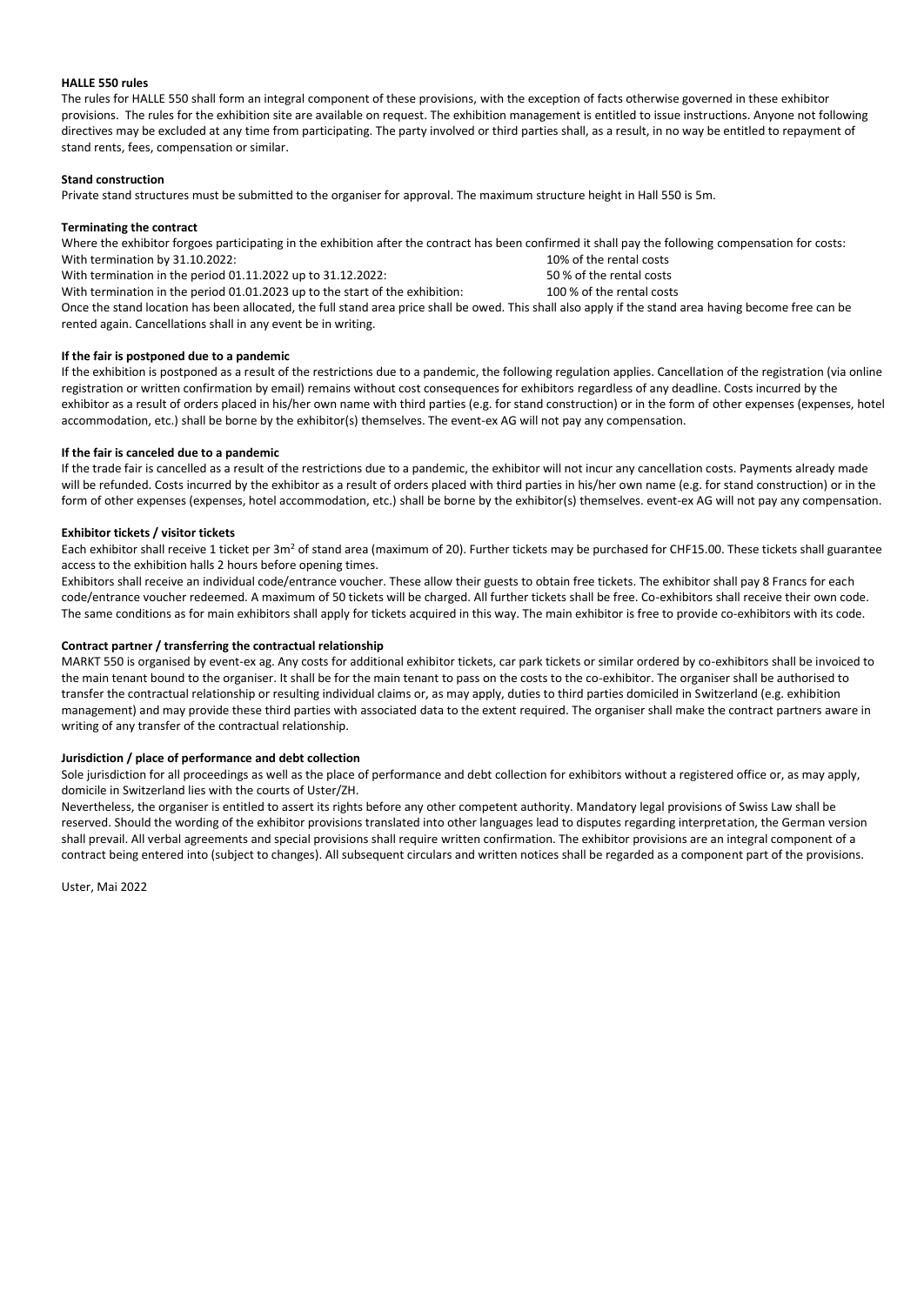**HALLE 550 rules**

The rules for HALLE 550 shall form an integral component of these provisions, with the exception of facts otherwise governed in these exhibitor provisions. The rules for the exhibition site are available on request. The exhibition management is entitled to issue instructions. Anyone not following directives may be excluded at any time from participating. The party involved or third parties shall, as a result, in no way be entitled to repayment of stand rents, fees, compensation or similar.

**Stand construction**

Private stand structures must be submitted to the organiser for approval. The maximum structure height in Hall 550 is 5m.

**Terminating the contract**

Where the exhibitor forgoes participating in the exhibition after the contract has been confirmed it shall pay the following compensation for costs:

| | |
|---|---|
| With termination by 31.10.2022: | 10% of the rental costs |
| With termination in the period 01.11.2022 up to 31.12.2022: | 50 % of the rental costs |
| With termination in the period 01.01.2023 up to the start of the exhibition: | 100 % of the rental costs |

Once the stand location has been allocated, the full stand area price shall be owed. This shall also apply if the stand area having become free can be rented again. Cancellations shall in any event be in writing.

**If the fair is postponed due to a pandemic**

If the exhibition is postponed as a result of the restrictions due to a pandemic, the following regulation applies. Cancellation of the registration (via online registration or written confirmation by email) remains without cost consequences for exhibitors regardless of any deadline. Costs incurred by the exhibitor as a result of orders placed in his/her own name with third parties (e.g. for stand construction) or in the form of other expenses (expenses, hotel accommodation, etc.) shall be borne by the exhibitor(s) themselves. The event-ex AG will not pay any compensation.

**If the fair is canceled due to a pandemic**

If the trade fair is cancelled as a result of the restrictions due to a pandemic, the exhibitor will not incur any cancellation costs. Payments already made will be refunded. Costs incurred by the exhibitor as a result of orders placed with third parties in his/her own name (e.g. for stand construction) or in the form of other expenses (expenses, hotel accommodation, etc.) shall be borne by the exhibitor(s) themselves. event-ex AG will not pay any compensation.

**Exhibitor tickets / visitor tickets**

Each exhibitor shall receive 1 ticket per 3m² of stand area (maximum of 20). Further tickets may be purchased for CHF15.00. These tickets shall guarantee access to the exhibition halls 2 hours before opening times.

Exhibitors shall receive an individual code/entrance voucher. These allow their guests to obtain free tickets. The exhibitor shall pay 8 Francs for each code/entrance voucher redeemed. A maximum of 50 tickets will be charged. All further tickets shall be free. Co-exhibitors shall receive their own code. The same conditions as for main exhibitors shall apply for tickets acquired in this way. The main exhibitor is free to provide co-exhibitors with its code.

**Contract partner / transferring the contractual relationship**

MARKT 550 is organised by event-ex ag. Any costs for additional exhibitor tickets, car park tickets or similar ordered by co-exhibitors shall be invoiced to the main tenant bound to the organiser. It shall be for the main tenant to pass on the costs to the co-exhibitor. The organiser shall be authorised to transfer the contractual relationship or resulting individual claims or, as may apply, duties to third parties domiciled in Switzerland (e.g. exhibition management) and may provide these third parties with associated data to the extent required. The organiser shall make the contract partners aware in writing of any transfer of the contractual relationship.

**Jurisdiction / place of performance and debt collection**

Sole jurisdiction for all proceedings as well as the place of performance and debt collection for exhibitors without a registered office or, as may apply, domicile in Switzerland lies with the courts of Uster/ZH.

Nevertheless, the organiser is entitled to assert its rights before any other competent authority. Mandatory legal provisions of Swiss Law shall be reserved. Should the wording of the exhibitor provisions translated into other languages lead to disputes regarding interpretation, the German version shall prevail. All verbal agreements and special provisions shall require written confirmation. The exhibitor provisions are an integral component of a contract being entered into (subject to changes). All subsequent circulars and written notices shall be regarded as a component part of the provisions.

Uster, Mai 2022